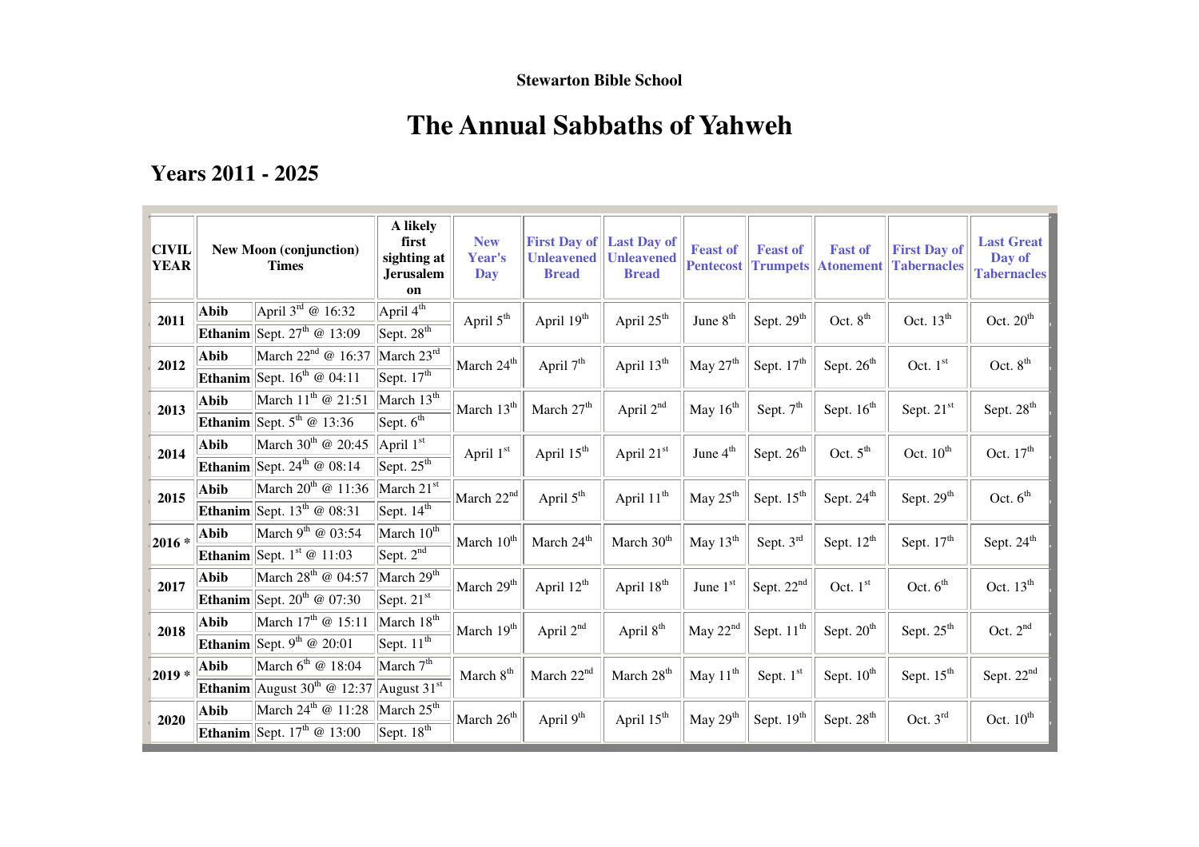**Stewarton Bible School**

# The Annual Sabbaths of Yahweh

## Years 2011 - 2025

| CIVIL YEAR | New Moon (conjunction) Times | | A likely first sighting at Jerusalem on | New Year's Day | First Day of Unleavened Bread | Last Day of Unleavened Bread | Feast of Pentecost | Feast of Trumpets | Fast of Atonement | First Day of Tabernacles | Last Great Day of Tabernacles |
|---|---|---|---|---|---|---|---|---|---|---|---|
| 2011 | Abib | April 3rd @ 16:32 | April 4th | April 5th | April 19th | April 25th | June 8th | Sept. 29th | Oct. 8th | Oct. 13th | Oct. 20th |
| | Ethanim | Sept. 27th @ 13:09 | Sept. 28th | | | | | | | | |
| 2012 | Abib | March 22nd @ 16:37 | March 23rd | March 24th | April 7th | April 13th | May 27th | Sept. 17th | Sept. 26th | Oct. 1st | Oct. 8th |
| | Ethanim | Sept. 16th @ 04:11 | Sept. 17th | | | | | | | | |
| 2013 | Abib | March 11th @ 21:51 | March 13th | March 13th | March 27th | April 2nd | May 16th | Sept. 7th | Sept. 16th | Sept. 21st | Sept. 28th |
| | Ethanim | Sept. 5th @ 13:36 | Sept. 6th | | | | | | | | |
| 2014 | Abib | March 30th @ 20:45 | April 1st | April 1st | April 15th | April 21st | June 4th | Sept. 26th | Oct. 5th | Oct. 10th | Oct. 17th |
| | Ethanim | Sept. 24th @ 08:14 | Sept. 25th | | | | | | | | |
| 2015 | Abib | March 20th @ 11:36 | March 21st | March 22nd | April 5th | April 11th | May 25th | Sept. 15th | Sept. 24th | Sept. 29th | Oct. 6th |
| | Ethanim | Sept. 13th @ 08:31 | Sept. 14th | | | | | | | | |
| 2016 * | Abib | March 9th @ 03:54 | March 10th | March 10th | March 24th | March 30th | May 13th | Sept. 3rd | Sept. 12th | Sept. 17th | Sept. 24th |
| | Ethanim | Sept. 1st @ 11:03 | Sept. 2nd | | | | | | | | |
| 2017 | Abib | March 28th @ 04:57 | March 29th | March 29th | April 12th | April 18th | June 1st | Sept. 22nd | Oct. 1st | Oct. 6th | Oct. 13th |
| | Ethanim | Sept. 20th @ 07:30 | Sept. 21st | | | | | | | | |
| 2018 | Abib | March 17th @ 15:11 | March 18th | March 19th | April 2nd | April 8th | May 22nd | Sept. 11th | Sept. 20th | Sept. 25th | Oct. 2nd |
| | Ethanim | Sept. 9th @ 20:01 | Sept. 11th | | | | | | | | |
| 2019 * | Abib | March 6th @ 18:04 | March 7th | March 8th | March 22nd | March 28th | May 11th | Sept. 1st | Sept. 10th | Sept. 15th | Sept. 22nd |
| | Ethanim | August 30th @ 12:37 | August 31st | | | | | | | | |
| 2020 | Abib | March 24th @ 11:28 | March 25th | March 26th | April 9th | April 15th | May 29th | Sept. 19th | Sept. 28th | Oct. 3rd | Oct. 10th |
| | Ethanim | Sept. 17th @ 13:00 | Sept. 18th | | | | | | | | |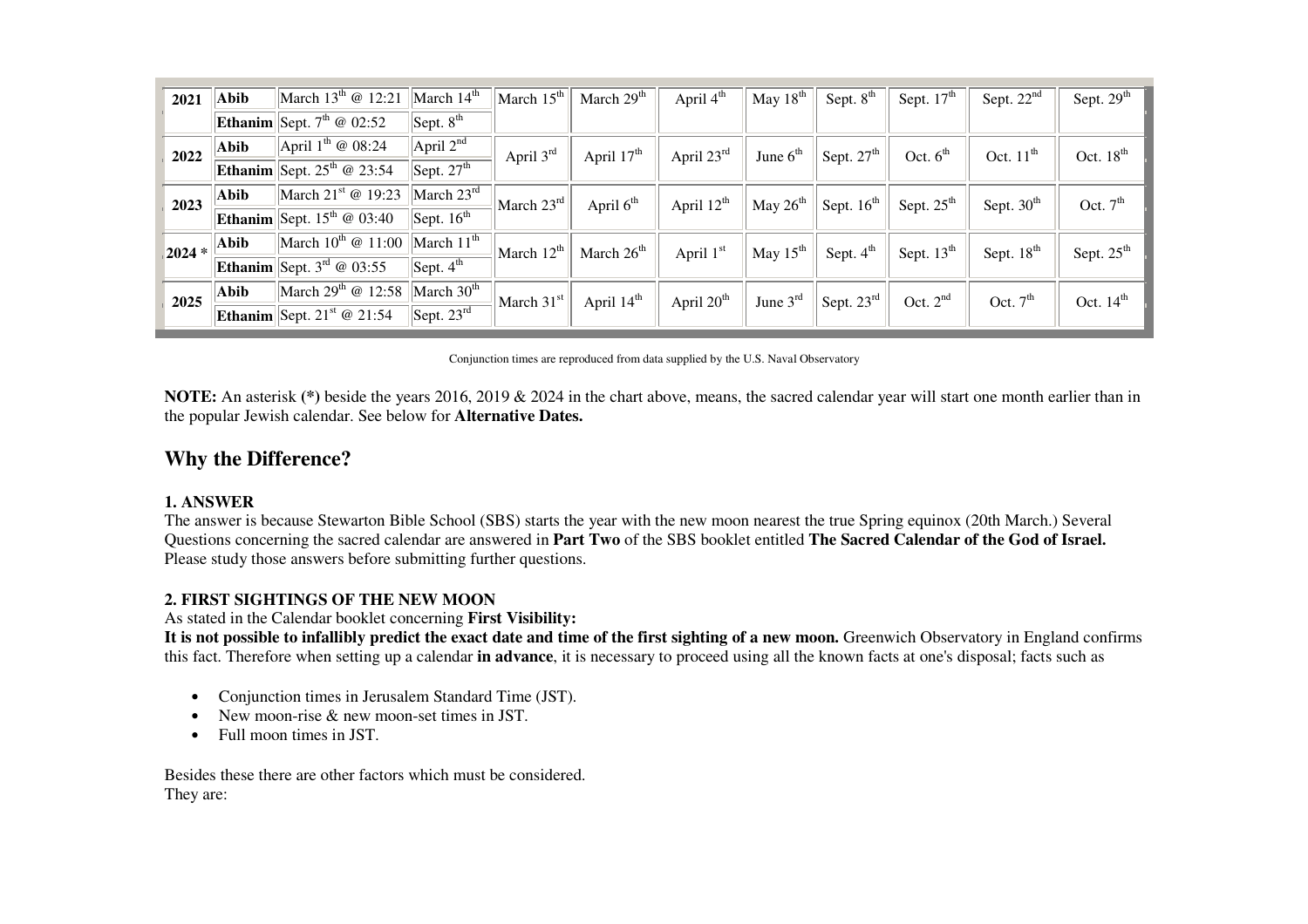| | | | | | | | | | | | |
|---|---|---|---|---|---|---|---|---|---|---|---|
| **2021** | **Abib** | March 13th @ 12:21 | March 14th | March 15th | March 29th | April 4th | May 18th | Sept. 8th | Sept. 17th | Sept. 22nd | Sept. 29th |
| | **Ethanim** | Sept. 7th @ 02:52 | Sept. 8th | | | | | | | | |
| **2022** | **Abib** | April 1th @ 08:24 | April 2nd | April 3rd | April 17th | April 23rd | June 6th | Sept. 27th | Oct. 6th | Oct. 11th | Oct. 18th |
| | **Ethanim** | Sept. 25th @ 23:54 | Sept. 27th | | | | | | | | |
| **2023** | **Abib** | March 21st @ 19:23 | March 23rd | March 23rd | April 6th | April 12th | May 26th | Sept. 16th | Sept. 25th | Sept. 30th | Oct. 7th |
| | **Ethanim** | Sept. 15th @ 03:40 | Sept. 16th | | | | | | | | |
| **2024 *** | **Abib** | March 10th @ 11:00 | March 11th | March 12th | March 26th | April 1st | May 15th | Sept. 4th | Sept. 13th | Sept. 18th | Sept. 25th |
| | **Ethanim** | Sept. 3rd @ 03:55 | Sept. 4th | | | | | | | | |
| **2025** | **Abib** | March 29th @ 12:58 | March 30th | March 31st | April 14th | April 20th | June 3rd | Sept. 23rd | Oct. 2nd | Oct. 7th | Oct. 14th |
| | **Ethanim** | Sept. 21st @ 21:54 | Sept. 23rd | | | | | | | | |

Conjunction times are reproduced from data supplied by the U.S. Naval Observatory

**NOTE:** An asterisk **(*)** beside the years 2016, 2019 & 2024 in the chart above, means, the sacred calendar year will start one month earlier than in the popular Jewish calendar. See below for **Alternative Dates.**

## Why the Difference?

**1. ANSWER**

The answer is because Stewarton Bible School (SBS) starts the year with the new moon nearest the true Spring equinox (20th March.) Several Questions concerning the sacred calendar are answered in **Part Two** of the SBS booklet entitled **The Sacred Calendar of the God of Israel.** Please study those answers before submitting further questions.

**2. FIRST SIGHTINGS OF THE NEW MOON**

As stated in the Calendar booklet concerning **First Visibility:**

**It is not possible to infallibly predict the exact date and time of the first sighting of a new moon.** Greenwich Observatory in England confirms this fact. Therefore when setting up a calendar **in advance**, it is necessary to proceed using all the known facts at one's disposal; facts such as

- Conjunction times in Jerusalem Standard Time (JST).
- New moon-rise & new moon-set times in JST.
- Full moon times in JST.

Besides these there are other factors which must be considered.
They are: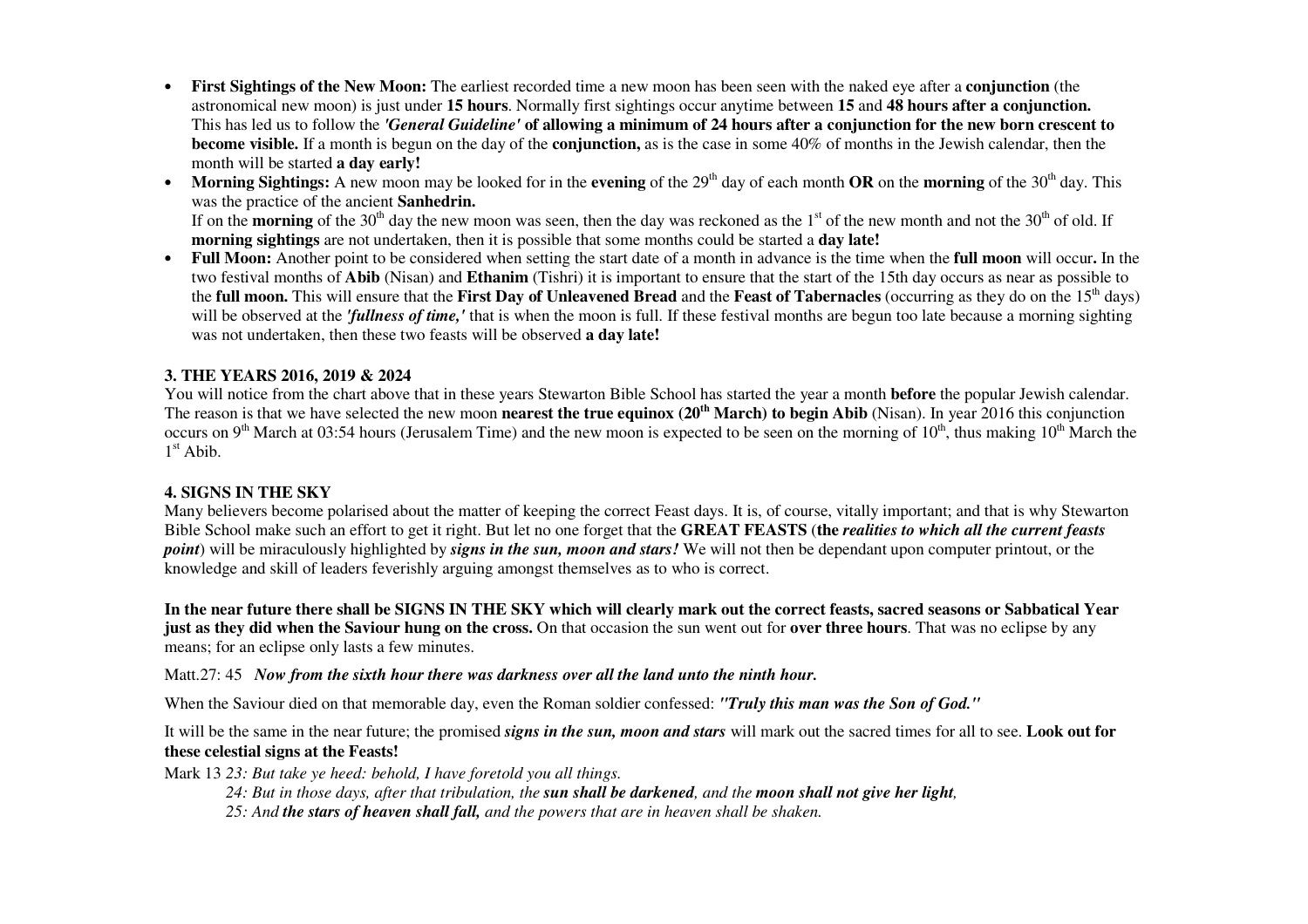- **First Sightings of the New Moon:** The earliest recorded time a new moon has been seen with the naked eye after a **conjunction** (the astronomical new moon) is just under **15 hours**. Normally first sightings occur anytime between **15** and **48 hours after a conjunction.** This has led us to follow the ***'General Guideline'* of allowing a minimum of 24 hours after a conjunction for the new born crescent to become visible.** If a month is begun on the day of the **conjunction,** as is the case in some 40% of months in the Jewish calendar, then the month will be started **a day early!**
- **Morning Sightings:** A new moon may be looked for in the **evening** of the 29th day of each month **OR** on the **morning** of the 30th day. This was the practice of the ancient **Sanhedrin.** If on the **morning** of the 30th day the new moon was seen, then the day was reckoned as the 1st of the new month and not the 30th of old. If **morning sightings** are not undertaken, then it is possible that some months could be started a **day late!**
- **Full Moon:** Another point to be considered when setting the start date of a month in advance is the time when the **full moon** will occur**.** In the two festival months of **Abib** (Nisan) and **Ethanim** (Tishri) it is important to ensure that the start of the 15th day occurs as near as possible to the **full moon.** This will ensure that the **First Day of Unleavened Bread** and the **Feast of Tabernacles** (occurring as they do on the 15th days) will be observed at the ***'fullness of time,'*** that is when the moon is full. If these festival months are begun too late because a morning sighting was not undertaken, then these two feasts will be observed **a day late!**

### 3. THE YEARS 2016, 2019 & 2024

You will notice from the chart above that in these years Stewarton Bible School has started the year a month **before** the popular Jewish calendar. The reason is that we have selected the new moon **nearest the true equinox (20th March) to begin Abib** (Nisan). In year 2016 this conjunction occurs on 9th March at 03:54 hours (Jerusalem Time) and the new moon is expected to be seen on the morning of 10th, thus making 10th March the 1st Abib.

### 4. SIGNS IN THE SKY

Many believers become polarised about the matter of keeping the correct Feast days. It is, of course, vitally important; and that is why Stewarton Bible School make such an effort to get it right. But let no one forget that the **GREAT FEASTS** (**the *realities to which all the current feasts point***) will be miraculously highlighted by ***signs in the sun, moon and stars!*** We will not then be dependant upon computer printout, or the knowledge and skill of leaders feverishly arguing amongst themselves as to who is correct.

**In the near future there shall be SIGNS IN THE SKY which will clearly mark out the correct feasts, sacred seasons or Sabbatical Year just as they did when the Saviour hung on the cross.** On that occasion the sun went out for **over three hours**. That was no eclipse by any means; for an eclipse only lasts a few minutes.

Matt.27: 45 ***Now from the sixth hour there was darkness over all the land unto the ninth hour.***

When the Saviour died on that memorable day, even the Roman soldier confessed: ***"Truly this man was the Son of God."***

It will be the same in the near future; the promised ***signs in the sun, moon and stars*** will mark out the sacred times for all to see. **Look out for these celestial signs at the Feasts!**

Mark 13 *23: But take ye heed: behold, I have foretold you all things.*

*24: But in those days, after that tribulation, the **sun shall be darkened**, and the **moon shall not give her light**,*

*25: And **the stars of heaven shall fall,** and the powers that are in heaven shall be shaken.*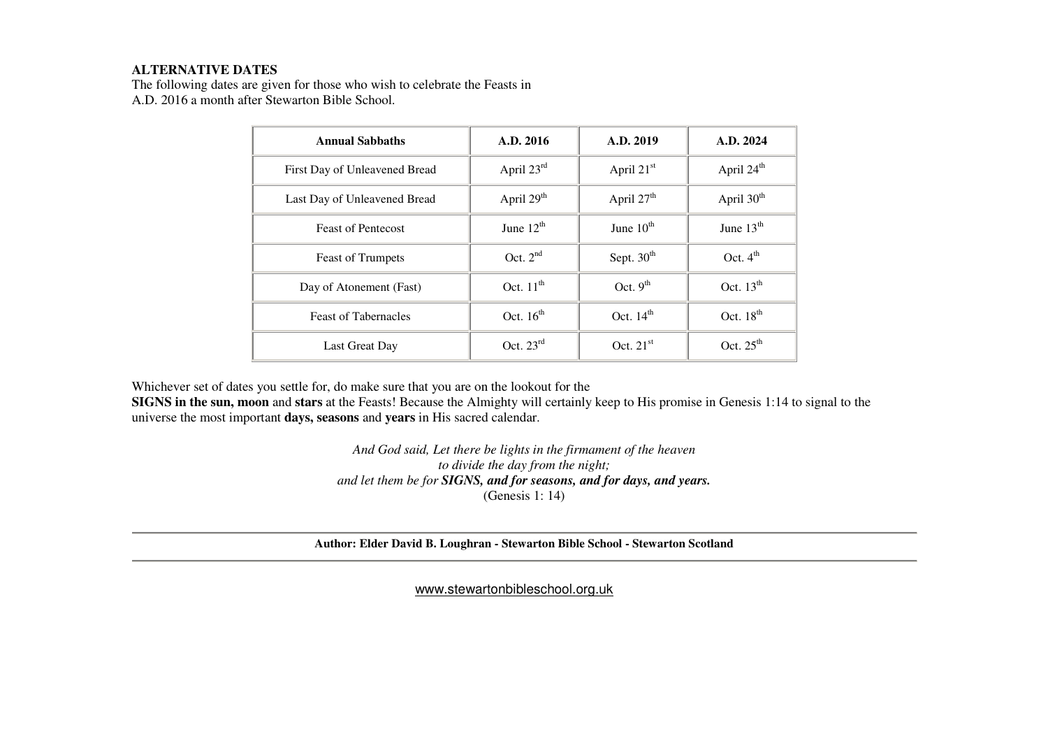**ALTERNATIVE DATES**

The following dates are given for those who wish to celebrate the Feasts in A.D. 2016 a month after Stewarton Bible School.

| Annual Sabbaths | A.D. 2016 | A.D. 2019 | A.D. 2024 |
|---|---|---|---|
| First Day of Unleavened Bread | April 23rd | April 21st | April 24th |
| Last Day of Unleavened Bread | April 29th | April 27th | April 30th |
| Feast of Pentecost | June 12th | June 10th | June 13th |
| Feast of Trumpets | Oct. 2nd | Sept. 30th | Oct. 4th |
| Day of Atonement (Fast) | Oct. 11th | Oct. 9th | Oct. 13th |
| Feast of Tabernacles | Oct. 16th | Oct. 14th | Oct. 18th |
| Last Great Day | Oct. 23rd | Oct. 21st | Oct. 25th |

Whichever set of dates you settle for, do make sure that you are on the lookout for the **SIGNS in the sun, moon** and **stars** at the Feasts! Because the Almighty will certainly keep to His promise in Genesis 1:14 to signal to the universe the most important **days, seasons** and **years** in His sacred calendar.

*And God said, Let there be lights in the firmament of the heaven*
*to divide the day from the night;*
*and let them be for* ***SIGNS, and for seasons, and for days, and years.***
(Genesis 1: 14)

---

**Author: Elder David B. Loughran - Stewarton Bible School - Stewarton Scotland**

---

www.stewartonbibleschool.org.uk